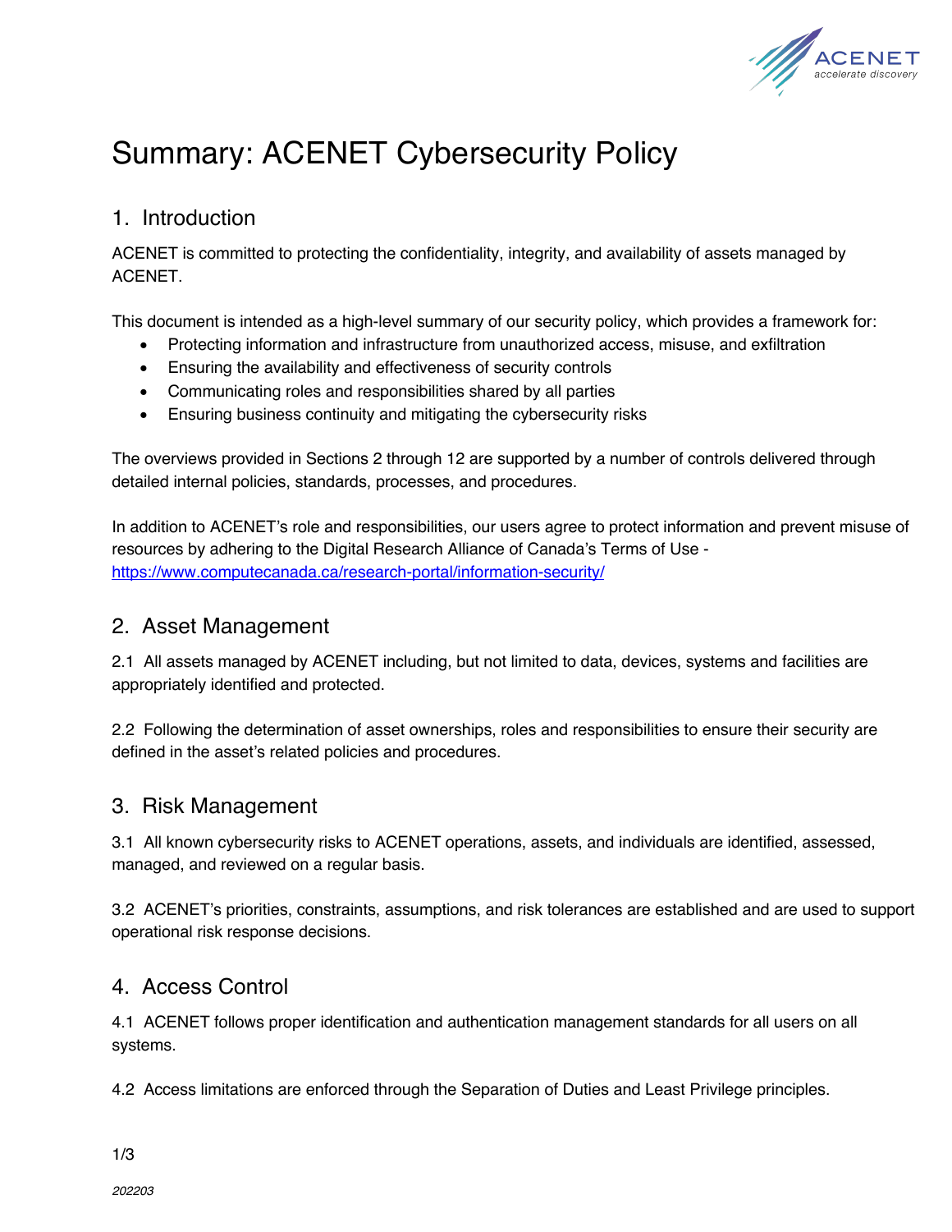# Summary: ACENET Cybersecurity Policy

## 1. Introduction

ACENET is committed to protecting the confidentiality, integrity, and availability of assets managed by ACENET.

This document is intended as a high-level summary of our security policy, which provides a framework for:

- Protecting information and infrastructure from unauthorized access, misuse, and exfiltration
- Ensuring the availability and effectiveness of security controls
- Communicating roles and responsibilities shared by all parties
- Ensuring business continuity and mitigating the cybersecurity risks

The overviews provided in Sections 2 through 12 are supported by a number of controls delivered through detailed internal policies, standards, processes, and procedures.

In addition to ACENET's role and responsibilities, our users agree to protect information and prevent misuse of resources by adhering to the Digital Research Alliance of Canada's Terms of Use - [https://www.computecanada.ca/research-portal/information-security/](https://www.computecanada.ca/research-portal/information-security/)

## 2. Asset Management

2.1 All assets managed by ACENET including, but not limited to data, devices, systems and facilities are appropriately identified and protected.

2.2 Following the determination of asset ownerships, roles and responsibilities to ensure their security are defined in the asset's related policies and procedures.

## 3. Risk Management

3.1 All known cybersecurity risks to ACENET operations, assets, and individuals are identified, assessed, managed, and reviewed on a regular basis.

3.2 ACENET's priorities, constraints, assumptions, and risk tolerances are established and are used to support operational risk response decisions.

## 4. Access Control

4.1 ACENET follows proper identification and authentication management standards for all users on all systems.

4.2 Access limitations are enforced through the Separation of Duties and Least Privilege principles.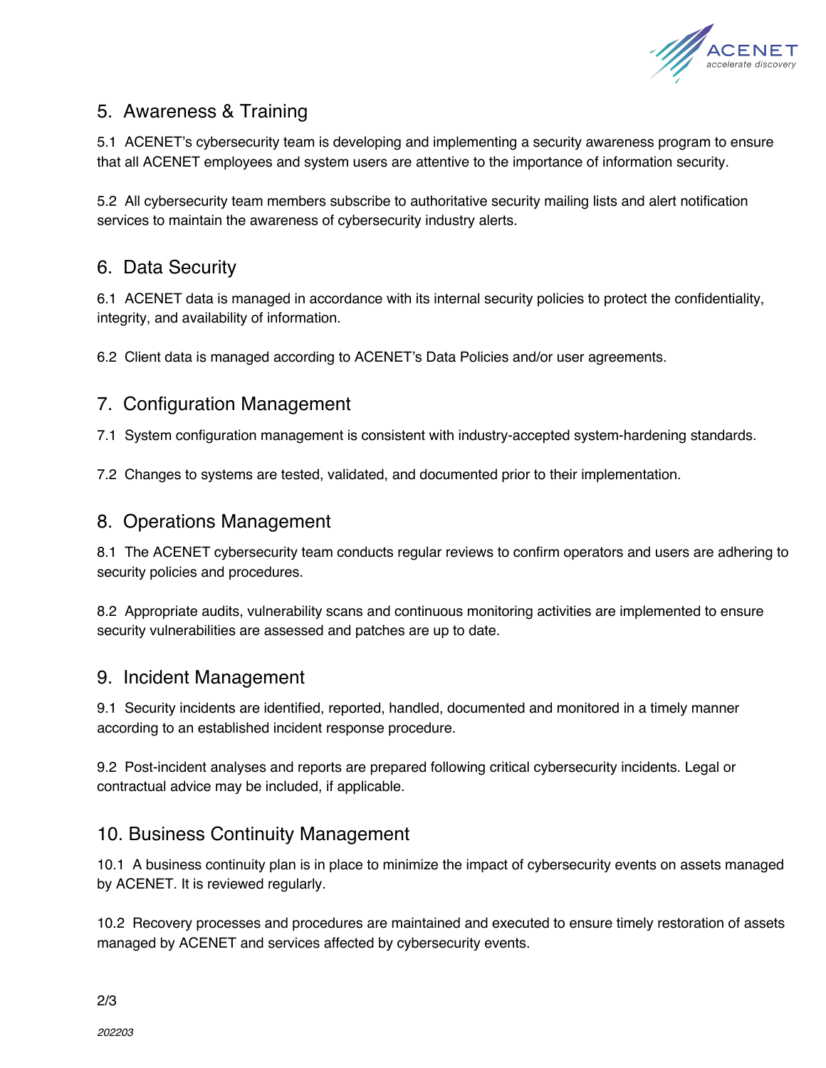## 5. Awareness & Training

5.1 ACENET's cybersecurity team is developing and implementing a security awareness program to ensure that all ACENET employees and system users are attentive to the importance of information security.

5.2 All cybersecurity team members subscribe to authoritative security mailing lists and alert notification services to maintain the awareness of cybersecurity industry alerts.

## 6. Data Security

6.1 ACENET data is managed in accordance with its internal security policies to protect the confidentiality, integrity, and availability of information.

6.2 Client data is managed according to ACENET's Data Policies and/or user agreements.

## 7. Configuration Management

7.1 System configuration management is consistent with industry-accepted system-hardening standards.

7.2 Changes to systems are tested, validated, and documented prior to their implementation.

## 8. Operations Management

8.1 The ACENET cybersecurity team conducts regular reviews to confirm operators and users are adhering to security policies and procedures.

8.2 Appropriate audits, vulnerability scans and continuous monitoring activities are implemented to ensure security vulnerabilities are assessed and patches are up to date.

## 9. Incident Management

9.1 Security incidents are identified, reported, handled, documented and monitored in a timely manner according to an established incident response procedure.

9.2 Post-incident analyses and reports are prepared following critical cybersecurity incidents. Legal or contractual advice may be included, if applicable.

## 10. Business Continuity Management

10.1 A business continuity plan is in place to minimize the impact of cybersecurity events on assets managed by ACENET. It is reviewed regularly.

10.2 Recovery processes and procedures are maintained and executed to ensure timely restoration of assets managed by ACENET and services affected by cybersecurity events.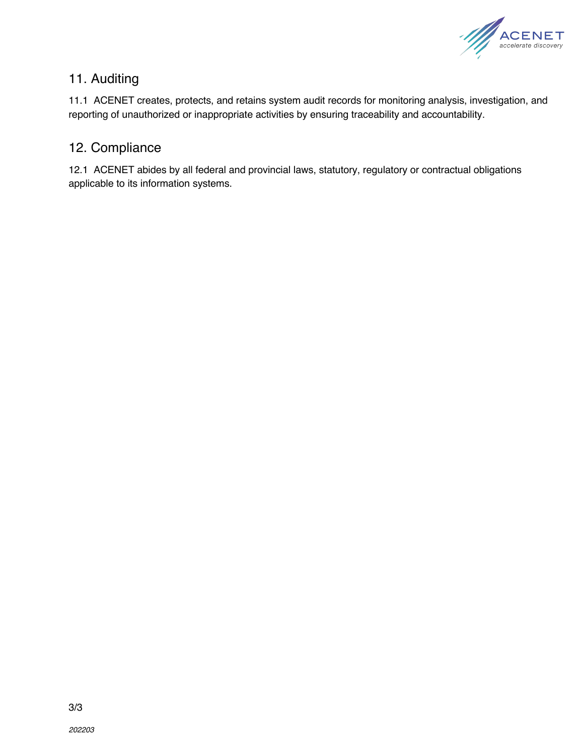## 11. Auditing

11.1 ACENET creates, protects, and retains system audit records for monitoring analysis, investigation, and reporting of unauthorized or inappropriate activities by ensuring traceability and accountability.

## 12. Compliance

12.1 ACENET abides by all federal and provincial laws, statutory, regulatory or contractual obligations applicable to its information systems.

*202203*